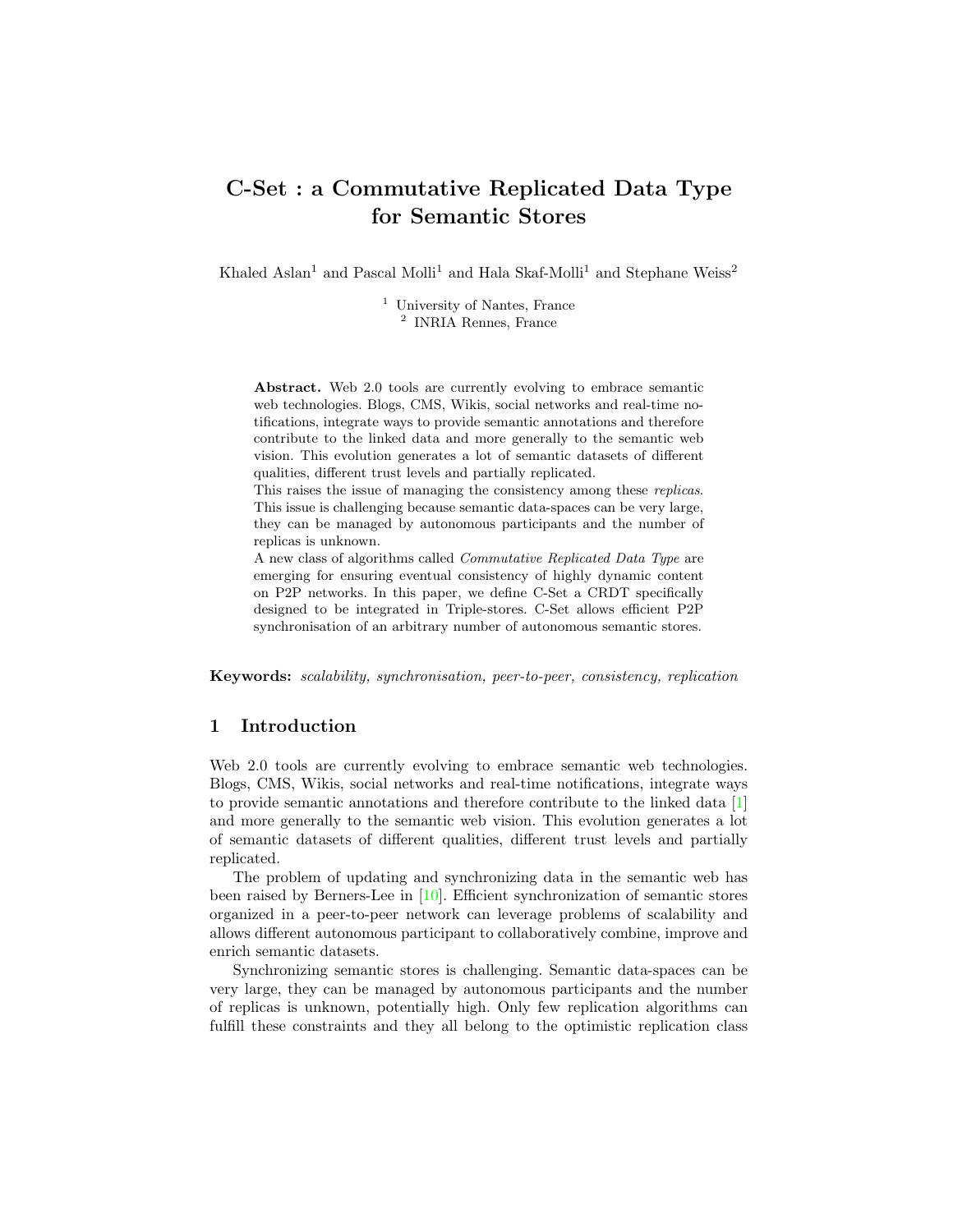# C-Set : a Commutative Replicated Data Type for Semantic Stores

Khaled Aslan[1] and Pascal Molli[1] and Hala Skaf-Molli[1] and Stephane Weiss[2]

[1] University of Nantes, France
[2] INRIA Rennes, France

**Abstract.** Web 2.0 tools are currently evolving to embrace semantic web technologies. Blogs, CMS, Wikis, social networks and real-time notifications, integrate ways to provide semantic annotations and therefore contribute to the linked data and more generally to the semantic web vision. This evolution generates a lot of semantic datasets of different qualities, different trust levels and partially replicated.
This raises the issue of managing the consistency among these *replicas*. This issue is challenging because semantic data-spaces can be very large, they can be managed by autonomous participants and the number of replicas is unknown.
A new class of algorithms called *Commutative Replicated Data Type* are emerging for ensuring eventual consistency of highly dynamic content on P2P networks. In this paper, we define C-Set a CRDT specifically designed to be integrated in Triple-stores. C-Set allows efficient P2P synchronisation of an arbitrary number of autonomous semantic stores.

**Keywords:** *scalability, synchronisation, peer-to-peer, consistency, replication*

## 1 Introduction

Web 2.0 tools are currently evolving to embrace semantic web technologies. Blogs, CMS, Wikis, social networks and real-time notifications, integrate ways to provide semantic annotations and therefore contribute to the linked data [1] and more generally to the semantic web vision. This evolution generates a lot of semantic datasets of different qualities, different trust levels and partially replicated.

The problem of updating and synchronizing data in the semantic web has been raised by Berners-Lee in [10]. Efficient synchronization of semantic stores organized in a peer-to-peer network can leverage problems of scalability and allows different autonomous participant to collaboratively combine, improve and enrich semantic datasets.

Synchronizing semantic stores is challenging. Semantic data-spaces can be very large, they can be managed by autonomous participants and the number of replicas is unknown, potentially high. Only few replication algorithms can fulfill these constraints and they all belong to the optimistic replication class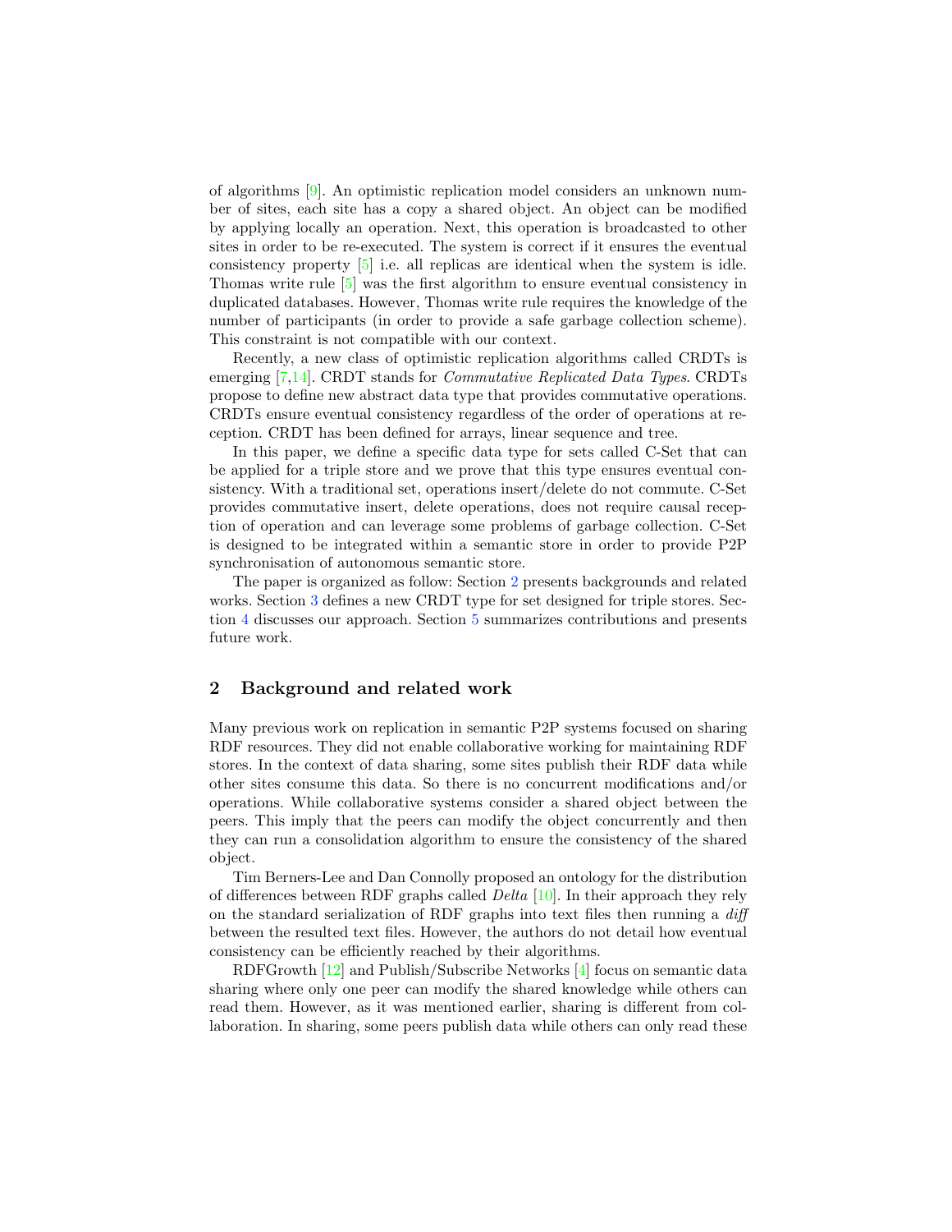of algorithms [9]. An optimistic replication model considers an unknown number of sites, each site has a copy a shared object. An object can be modified by applying locally an operation. Next, this operation is broadcasted to other sites in order to be re-executed. The system is correct if it ensures the eventual consistency property [5] i.e. all replicas are identical when the system is idle. Thomas write rule [5] was the first algorithm to ensure eventual consistency in duplicated databases. However, Thomas write rule requires the knowledge of the number of participants (in order to provide a safe garbage collection scheme). This constraint is not compatible with our context.

Recently, a new class of optimistic replication algorithms called CRDTs is emerging [7,14]. CRDT stands for *Commutative Replicated Data Types*. CRDTs propose to define new abstract data type that provides commutative operations. CRDTs ensure eventual consistency regardless of the order of operations at reception. CRDT has been defined for arrays, linear sequence and tree.

In this paper, we define a specific data type for sets called C-Set that can be applied for a triple store and we prove that this type ensures eventual consistency. With a traditional set, operations insert/delete do not commute. C-Set provides commutative insert, delete operations, does not require causal reception of operation and can leverage some problems of garbage collection. C-Set is designed to be integrated within a semantic store in order to provide P2P synchronisation of autonomous semantic store.

The paper is organized as follow: Section 2 presents backgrounds and related works. Section 3 defines a new CRDT type for set designed for triple stores. Section 4 discusses our approach. Section 5 summarizes contributions and presents future work.

## 2 Background and related work

Many previous work on replication in semantic P2P systems focused on sharing RDF resources. They did not enable collaborative working for maintaining RDF stores. In the context of data sharing, some sites publish their RDF data while other sites consume this data. So there is no concurrent modifications and/or operations. While collaborative systems consider a shared object between the peers. This imply that the peers can modify the object concurrently and then they can run a consolidation algorithm to ensure the consistency of the shared object.

Tim Berners-Lee and Dan Connolly proposed an ontology for the distribution of differences between RDF graphs called *Delta* [10]. In their approach they rely on the standard serialization of RDF graphs into text files then running a *diff* between the resulted text files. However, the authors do not detail how eventual consistency can be efficiently reached by their algorithms.

RDFGrowth [12] and Publish/Subscribe Networks [4] focus on semantic data sharing where only one peer can modify the shared knowledge while others can read them. However, as it was mentioned earlier, sharing is different from collaboration. In sharing, some peers publish data while others can only read these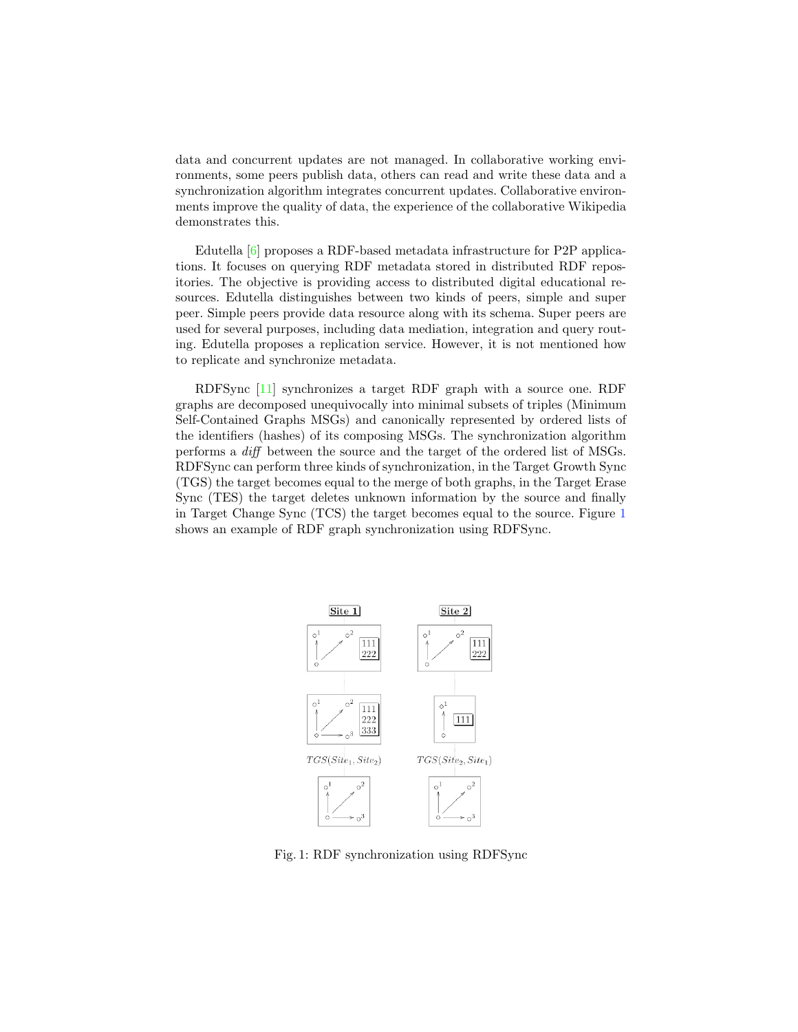data and concurrent updates are not managed. In collaborative working environments, some peers publish data, others can read and write these data and a synchronization algorithm integrates concurrent updates. Collaborative environments improve the quality of data, the experience of the collaborative Wikipedia demonstrates this.

Edutella [6] proposes a RDF-based metadata infrastructure for P2P applications. It focuses on querying RDF metadata stored in distributed RDF repositories. The objective is providing access to distributed digital educational resources. Edutella distinguishes between two kinds of peers, simple and super peer. Simple peers provide data resource along with its schema. Super peers are used for several purposes, including data mediation, integration and query routing. Edutella proposes a replication service. However, it is not mentioned how to replicate and synchronize metadata.

RDFSync [11] synchronizes a target RDF graph with a source one. RDF graphs are decomposed unequivocally into minimal subsets of triples (Minimum Self-Contained Graphs MSGs) and canonically represented by ordered lists of the identifiers (hashes) of its composing MSGs. The synchronization algorithm performs a *diff* between the source and the target of the ordered list of MSGs. RDFSync can perform three kinds of synchronization, in the Target Growth Sync (TGS) the target becomes equal to the merge of both graphs, in the Target Erase Sync (TES) the target deletes unknown information by the source and finally in Target Change Sync (TCS) the target becomes equal to the source. Figure 1 shows an example of RDF graph synchronization using RDFSync.

Fig. 1: RDF synchronization using RDFSync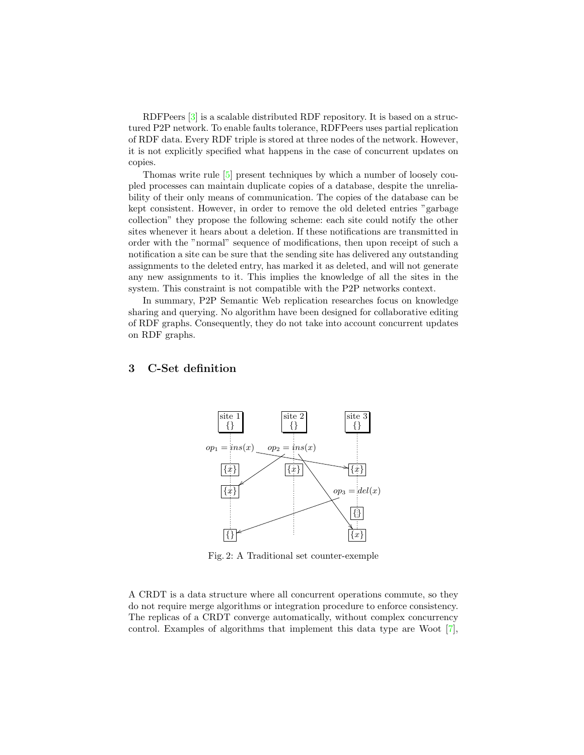RDFPeers [3] is a scalable distributed RDF repository. It is based on a structured P2P network. To enable faults tolerance, RDFPeers uses partial replication of RDF data. Every RDF triple is stored at three nodes of the network. However, it is not explicitly specified what happens in the case of concurrent updates on copies.

Thomas write rule [5] present techniques by which a number of loosely coupled processes can maintain duplicate copies of a database, despite the unreliability of their only means of communication. The copies of the database can be kept consistent. However, in order to remove the old deleted entries "garbage collection" they propose the following scheme: each site could notify the other sites whenever it hears about a deletion. If these notifications are transmitted in order with the "normal" sequence of modifications, then upon receipt of such a notification a site can be sure that the sending site has delivered any outstanding assignments to the deleted entry, has marked it as deleted, and will not generate any new assignments to it. This implies the knowledge of all the sites in the system. This constraint is not compatible with the P2P networks context.

In summary, P2P Semantic Web replication researches focus on knowledge sharing and querying. No algorithm have been designed for collaborative editing of RDF graphs. Consequently, they do not take into account concurrent updates on RDF graphs.

## 3 C-Set definition

Fig. 2: A Traditional set counter-exemple

A CRDT is a data structure where all concurrent operations commute, so they do not require merge algorithms or integration procedure to enforce consistency. The replicas of a CRDT converge automatically, without complex concurrency control. Examples of algorithms that implement this data type are Woot [7],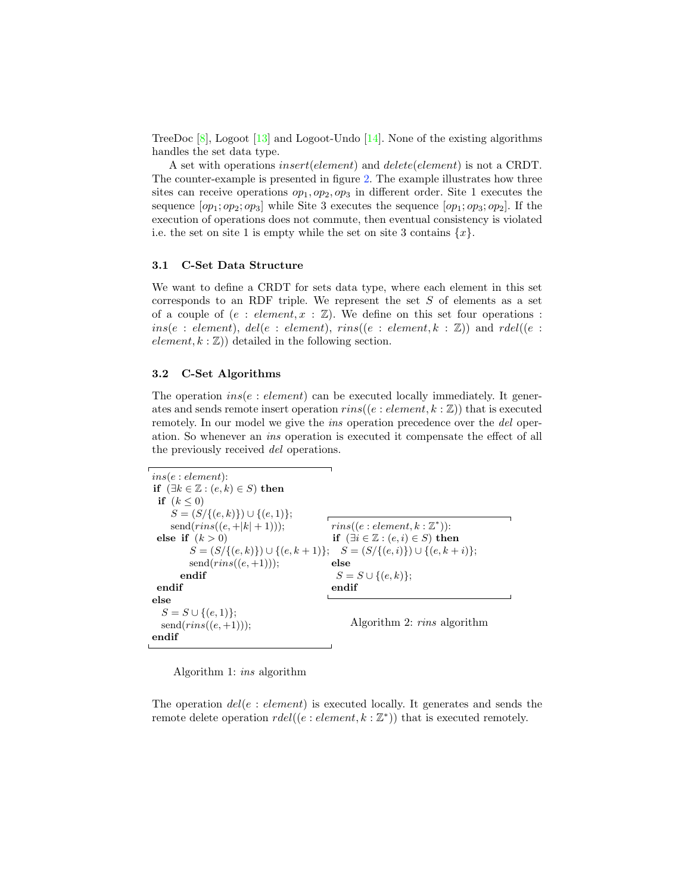TreeDoc [8], Logoot [13] and Logoot-Undo [14]. None of the existing algorithms handles the set data type.

A set with operations $insert(element)$ and $delete(element)$ is not a CRDT. The counter-example is presented in figure 2. The example illustrates how three sites can receive operations $op_1, op_2, op_3$ in different order. Site 1 executes the sequence $[op_1; op_2; op_3]$ while Site 3 executes the sequence $[op_1; op_3; op_2]$. If the execution of operations does not commute, then eventual consistency is violated i.e. the set on site 1 is empty while the set on site 3 contains $\{x\}$.

### 3.1 C-Set Data Structure

We want to define a CRDT for sets data type, where each element in this set corresponds to an RDF triple. We represent the set $S$ of elements as a set of a couple of $(e : element, x : \mathbb{Z})$. We define on this set four operations : $ins(e : element)$, $del(e : element)$, $rins((e : element, k : \mathbb{Z}))$ and $rdel((e : element, k : \mathbb{Z}))$ detailed in the following section.

### 3.2 C-Set Algorithms

The operation $ins(e : element)$ can be executed locally immediately. It generates and sends remote insert operation $rins((e : element, k : \mathbb{Z}))$ that is executed remotely. In our model we give the $ins$ operation precedence over the $del$ operation. So whenever an $ins$ operation is executed it compensate the effect of all the previously received $del$ operations.

```
ins(e : element):
 if (∃k ∈ ℤ : (e, k) ∈ S) then
  if (k ≤ 0)
     S = (S/{(e, k)}) ∪ {(e, 1)};
     send(rins((e, +|k| + 1)));
 else if (k > 0)
          S = (S/{(e, k)}) ∪ {(e, k + 1)};
          send(rins((e, +1)));
       endif
 endif
else
  S = S ∪ {(e, 1)};
  send(rins((e, +1)));
endif
```

Algorithm 1: $ins$ algorithm

```
rins((e : element, k : ℤ*)):
 if (∃i ∈ ℤ : (e, i) ∈ S) then
   S = (S/{(e, i)}) ∪ {(e, k + i)};
 else
  S = S ∪ {(e, k)};
 endif
```

Algorithm 2: $rins$ algorithm

The operation $del(e : element)$ is executed locally. It generates and sends the remote delete operation $rdel((e : element, k : \mathbb{Z}^*))$ that is executed remotely.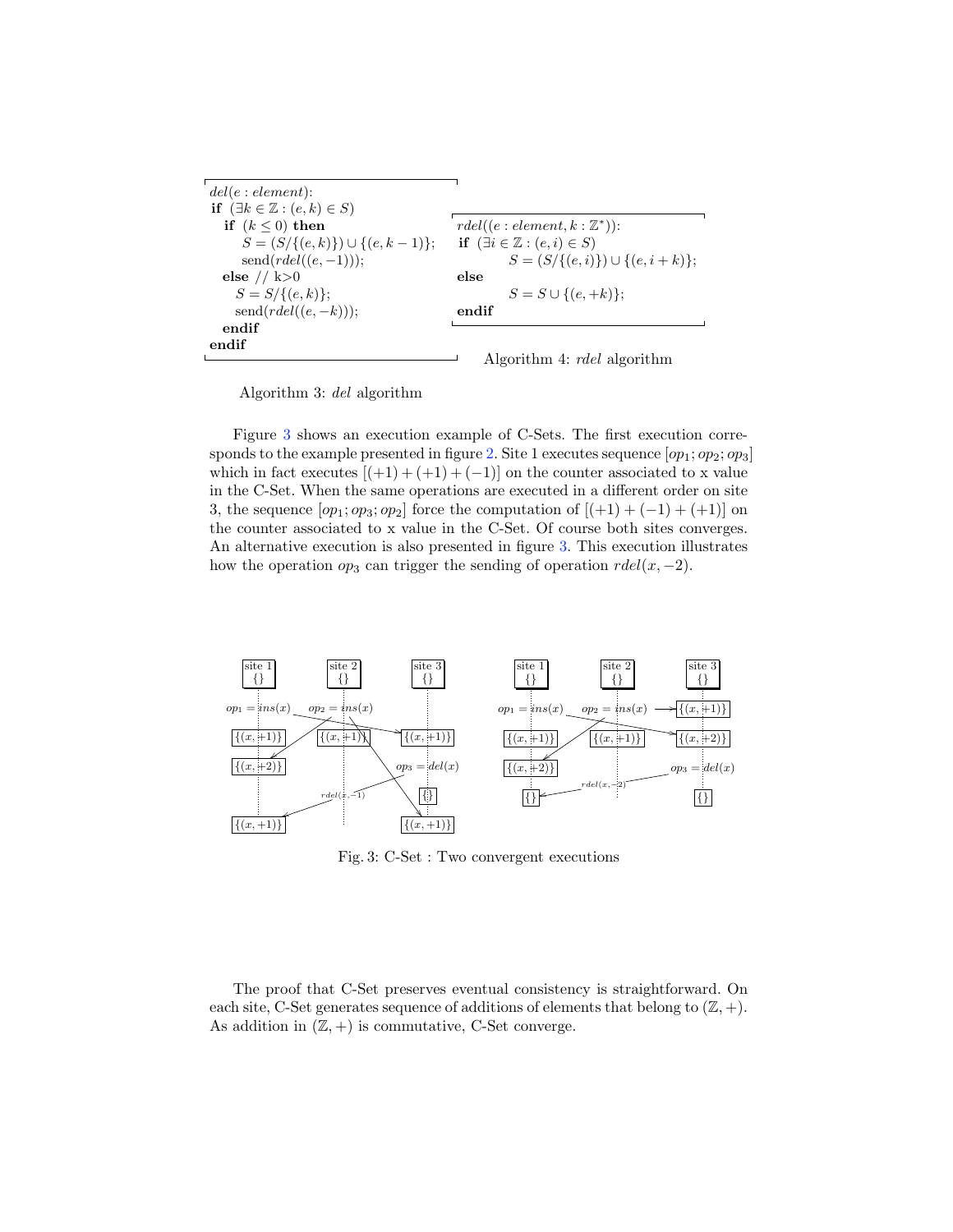```
del(e : element):
if (∃k ∈ ℤ : (e, k) ∈ S)
  if (k ≤ 0) then
    S = (S/{(e, k)}) ∪ {(e, k − 1)};
    send(rdel((e, −1)));
  else // k>0
    S = S/{(e, k)};
    send(rdel((e, −k)));
  endif
endif
```

Algorithm 3: *del* algorithm

```
rdel((e : element, k : ℤ*)):
if (∃i ∈ ℤ : (e, i) ∈ S)
    S = (S/{(e, i)}) ∪ {(e, i + k)};
else
    S = S ∪ {(e, +k)};
endif
```

Algorithm 4: *rdel* algorithm

Figure 3 shows an execution example of C-Sets. The first execution corresponds to the example presented in figure 2. Site 1 executes sequence $[op_1; op_2; op_3]$ which in fact executes $[(+1) + (+1) + (-1)]$ on the counter associated to x value in the C-Set. When the same operations are executed in a different order on site 3, the sequence $[op_1; op_3; op_2]$ force the computation of $[(+1) + (-1) + (+1)]$ on the counter associated to x value in the C-Set. Of course both sites converges. An alternative execution is also presented in figure 3. This execution illustrates how the operation $op_3$ can trigger the sending of operation $rdel(x, -2)$.

Fig. 3: C-Set : Two convergent executions

The proof that C-Set preserves eventual consistency is straightforward. On each site, C-Set generates sequence of additions of elements that belong to $(\mathbb{Z}, +)$. As addition in $(\mathbb{Z}, +)$ is commutative, C-Set converge.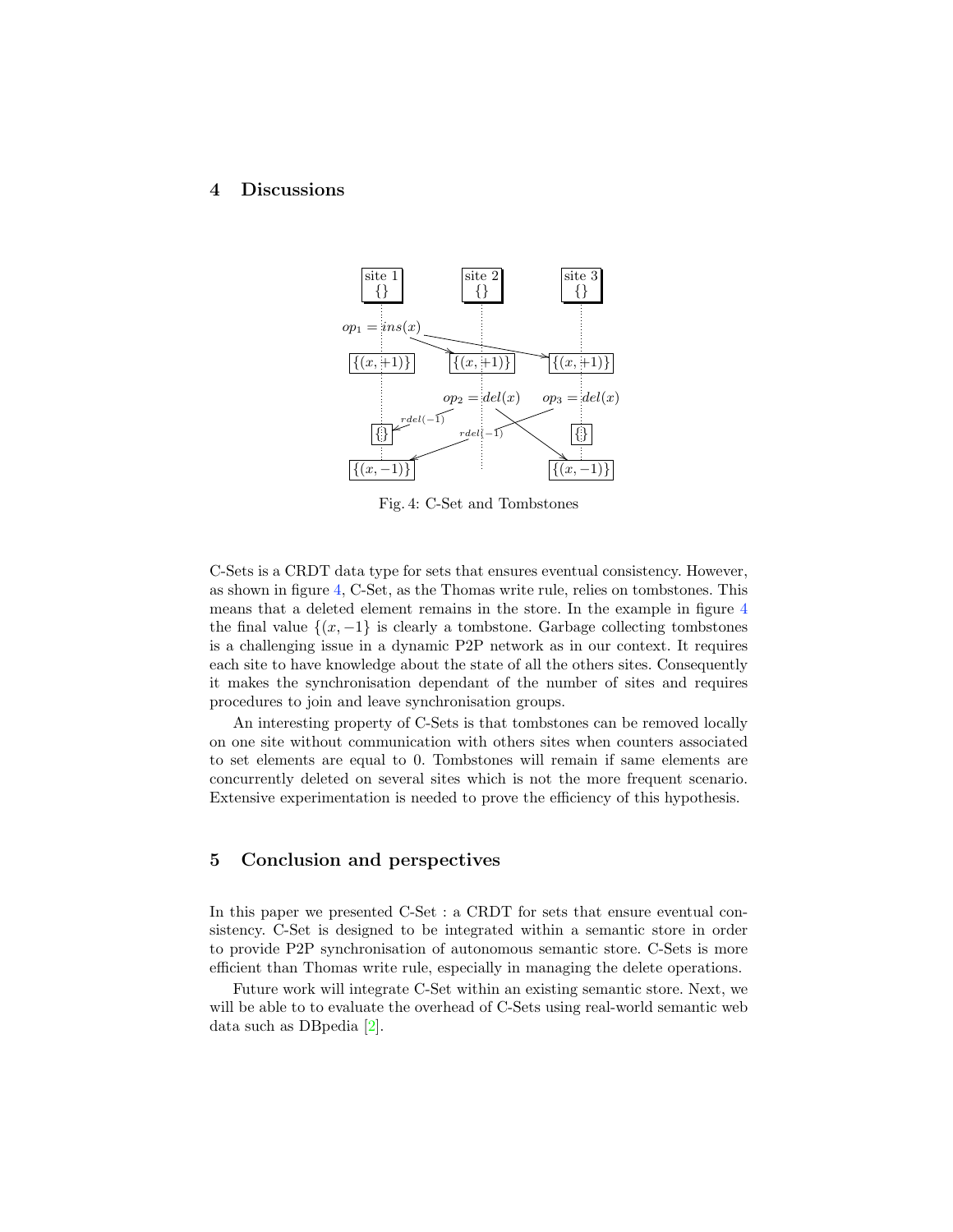## 4 Discussions

Fig. 4: C-Set and Tombstones

C-Sets is a CRDT data type for sets that ensures eventual consistency. However, as shown in figure 4, C-Set, as the Thomas write rule, relies on tombstones. This means that a deleted element remains in the store. In the example in figure 4 the final value $\{(x, -1\}$ is clearly a tombstone. Garbage collecting tombstones is a challenging issue in a dynamic P2P network as in our context. It requires each site to have knowledge about the state of all the others sites. Consequently it makes the synchronisation dependant of the number of sites and requires procedures to join and leave synchronisation groups.

An interesting property of C-Sets is that tombstones can be removed locally on one site without communication with others sites when counters associated to set elements are equal to 0. Tombstones will remain if same elements are concurrently deleted on several sites which is not the more frequent scenario. Extensive experimentation is needed to prove the efficiency of this hypothesis.

## 5 Conclusion and perspectives

In this paper we presented C-Set : a CRDT for sets that ensure eventual consistency. C-Set is designed to be integrated within a semantic store in order to provide P2P synchronisation of autonomous semantic store. C-Sets is more efficient than Thomas write rule, especially in managing the delete operations.

Future work will integrate C-Set within an existing semantic store. Next, we will be able to to evaluate the overhead of C-Sets using real-world semantic web data such as DBpedia [2].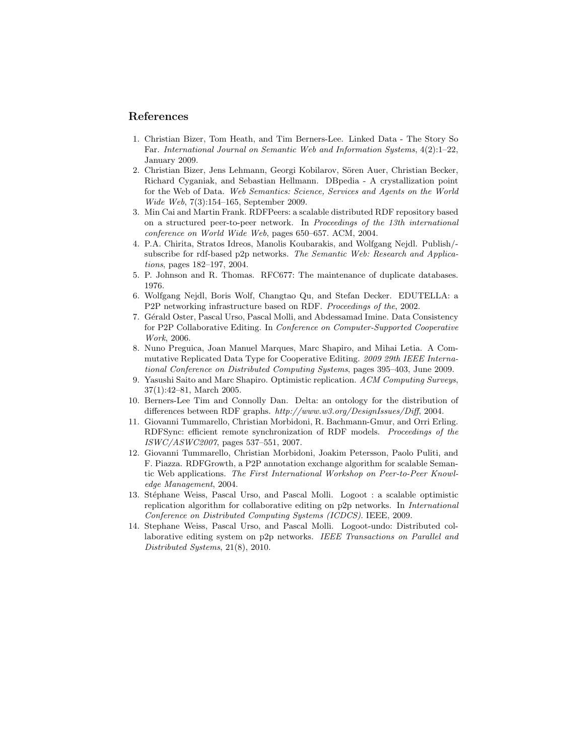## References

1. Christian Bizer, Tom Heath, and Tim Berners-Lee. Linked Data - The Story So Far. *International Journal on Semantic Web and Information Systems*, 4(2):1–22, January 2009.
2. Christian Bizer, Jens Lehmann, Georgi Kobilarov, Sören Auer, Christian Becker, Richard Cyganiak, and Sebastian Hellmann. DBpedia - A crystallization point for the Web of Data. *Web Semantics: Science, Services and Agents on the World Wide Web*, 7(3):154–165, September 2009.
3. Min Cai and Martin Frank. RDFPeers: a scalable distributed RDF repository based on a structured peer-to-peer network. In *Proceedings of the 13th international conference on World Wide Web*, pages 650–657. ACM, 2004.
4. P.A. Chirita, Stratos Idreos, Manolis Koubarakis, and Wolfgang Nejdl. Publish/-subscribe for rdf-based p2p networks. *The Semantic Web: Research and Applications*, pages 182–197, 2004.
5. P. Johnson and R. Thomas. RFC677: The maintenance of duplicate databases. 1976.
6. Wolfgang Nejdl, Boris Wolf, Changtao Qu, and Stefan Decker. EDUTELLA: a P2P networking infrastructure based on RDF. *Proceedings of the*, 2002.
7. Gérald Oster, Pascal Urso, Pascal Molli, and Abdessamad Imine. Data Consistency for P2P Collaborative Editing. In *Conference on Computer-Supported Cooperative Work*, 2006.
8. Nuno Preguica, Joan Manuel Marques, Marc Shapiro, and Mihai Letia. A Commutative Replicated Data Type for Cooperative Editing. *2009 29th IEEE International Conference on Distributed Computing Systems*, pages 395–403, June 2009.
9. Yasushi Saito and Marc Shapiro. Optimistic replication. *ACM Computing Surveys*, 37(1):42–81, March 2005.
10. Berners-Lee Tim and Connolly Dan. Delta: an ontology for the distribution of differences between RDF graphs. *http://www.w3.org/DesignIssues/Diff*, 2004.
11. Giovanni Tummarello, Christian Morbidoni, R. Bachmann-Gmur, and Orri Erling. RDFSync: efficient remote synchronization of RDF models. *Proceedings of the ISWC/ASWC2007*, pages 537–551, 2007.
12. Giovanni Tummarello, Christian Morbidoni, Joakim Petersson, Paolo Puliti, and F. Piazza. RDFGrowth, a P2P annotation exchange algorithm for scalable Semantic Web applications. *The First International Workshop on Peer-to-Peer Knowledge Management*, 2004.
13. Stéphane Weiss, Pascal Urso, and Pascal Molli. Logoot : a scalable optimistic replication algorithm for collaborative editing on p2p networks. In *International Conference on Distributed Computing Systems (ICDCS)*. IEEE, 2009.
14. Stephane Weiss, Pascal Urso, and Pascal Molli. Logoot-undo: Distributed collaborative editing system on p2p networks. *IEEE Transactions on Parallel and Distributed Systems*, 21(8), 2010.